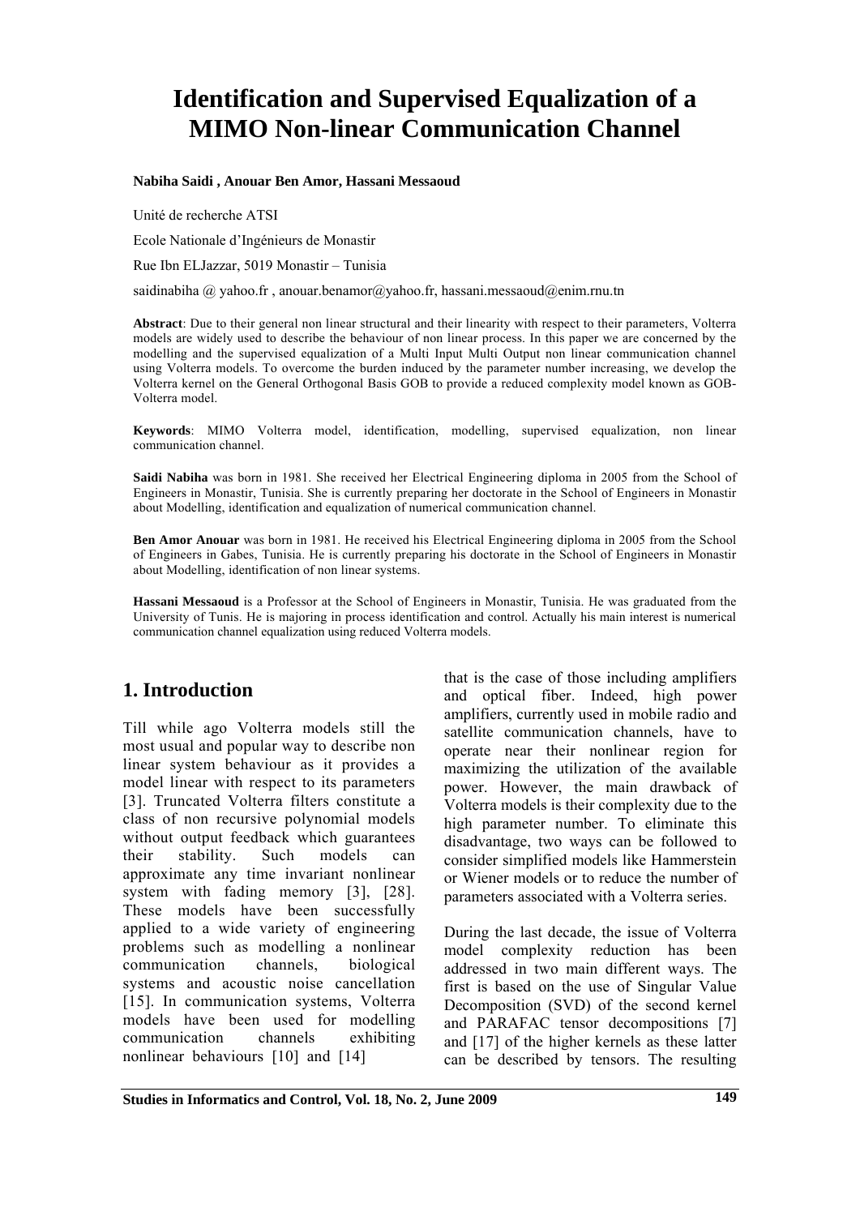# Identification and Supervised Equalization of a MIMO Non-linear Communication Channel

**Nabiha Saidi , Anouar Ben Amor, Hassani Messaoud**

Unité de recherche ATSI

Ecole Nationale d'Ingénieurs de Monastir

Rue Ibn ELJazzar, 5019 Monastir – Tunisia

saidinabiha @ yahoo.fr , anouar.benamor@yahoo.fr, hassani.messaoud@enim.rnu.tn

**Abstract**: Due to their general non linear structural and their linearity with respect to their parameters, Volterra models are widely used to describe the behaviour of non linear process. In this paper we are concerned by the modelling and the supervised equalization of a Multi Input Multi Output non linear communication channel using Volterra models. To overcome the burden induced by the parameter number increasing, we develop the Volterra kernel on the General Orthogonal Basis GOB to provide a reduced complexity model known as GOB-Volterra model.

**Keywords**: MIMO Volterra model, identification, modelling, supervised equalization, non linear communication channel.

**Saidi Nabiha** was born in 1981. She received her Electrical Engineering diploma in 2005 from the School of Engineers in Monastir, Tunisia. She is currently preparing her doctorate in the School of Engineers in Monastir about Modelling, identification and equalization of numerical communication channel.

**Ben Amor Anouar** was born in 1981. He received his Electrical Engineering diploma in 2005 from the School of Engineers in Gabes, Tunisia. He is currently preparing his doctorate in the School of Engineers in Monastir about Modelling, identification of non linear systems.

**Hassani Messaoud** is a Professor at the School of Engineers in Monastir, Tunisia. He was graduated from the University of Tunis. He is majoring in process identification and control. Actually his main interest is numerical communication channel equalization using reduced Volterra models.

## 1. Introduction

Till while ago Volterra models still the most usual and popular way to describe non linear system behaviour as it provides a model linear with respect to its parameters [3]. Truncated Volterra filters constitute a class of non recursive polynomial models without output feedback which guarantees their stability. Such models can approximate any time invariant nonlinear system with fading memory [3], [28]. These models have been successfully applied to a wide variety of engineering problems such as modelling a nonlinear communication channels, biological systems and acoustic noise cancellation [15]. In communication systems, Volterra models have been used for modelling communication channels exhibiting nonlinear behaviours [10] and [14] that is the case of those including amplifiers and optical fiber. Indeed, high power amplifiers, currently used in mobile radio and satellite communication channels, have to operate near their nonlinear region for maximizing the utilization of the available power. However, the main drawback of Volterra models is their complexity due to the high parameter number. To eliminate this disadvantage, two ways can be followed to consider simplified models like Hammerstein or Wiener models or to reduce the number of parameters associated with a Volterra series.

During the last decade, the issue of Volterra model complexity reduction has been addressed in two main different ways. The first is based on the use of Singular Value Decomposition (SVD) of the second kernel and PARAFAC tensor decompositions [7] and [17] of the higher kernels as these latter can be described by tensors. The resulting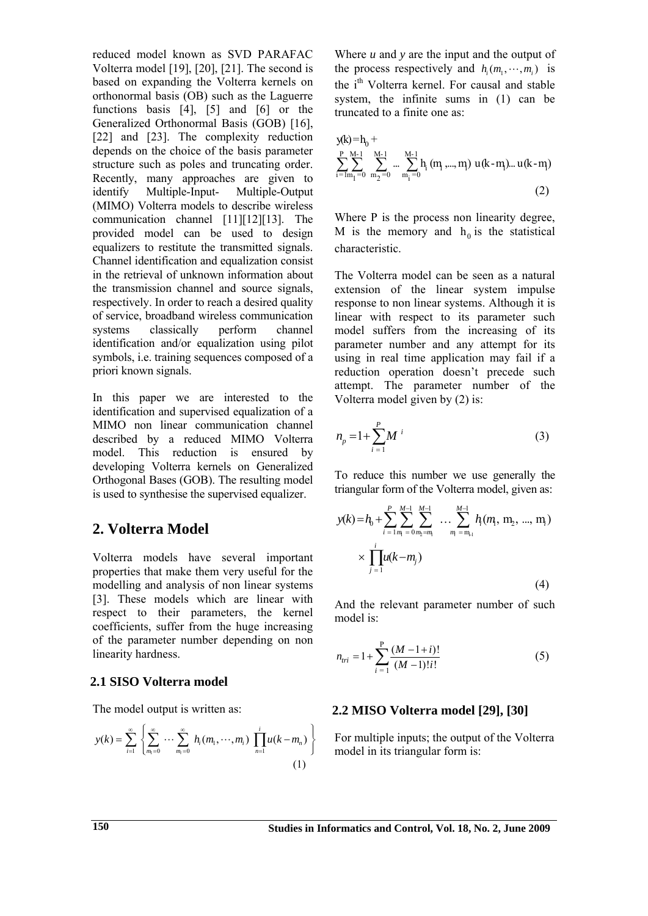reduced model known as SVD PARAFAC Volterra model [19], [20], [21]. The second is based on expanding the Volterra kernels on orthonormal basis (OB) such as the Laguerre functions basis [4], [5] and [6] or the Generalized Orthonormal Basis (GOB) [16], [22] and [23]. The complexity reduction depends on the choice of the basis parameter structure such as poles and truncating order. Recently, many approaches are given to identify Multiple-Input- Multiple-Output (MIMO) Volterra models to describe wireless communication channel [11][12][13]. The provided model can be used to design equalizers to restitute the transmitted signals. Channel identification and equalization consist in the retrieval of unknown information about the transmission channel and source signals, respectively. In order to reach a desired quality of service, broadband wireless communication systems classically perform channel identification and/or equalization using pilot symbols, i.e. training sequences composed of a priori known signals.

In this paper we are interested to the identification and supervised equalization of a MIMO non linear communication channel described by a reduced MIMO Volterra model. This reduction is ensured by developing Volterra kernels on Generalized Orthogonal Bases (GOB). The resulting model is used to synthesise the supervised equalizer.

## 2. Volterra Model

Volterra models have several important properties that make them very useful for the modelling and analysis of non linear systems [3]. These models which are linear with respect to their parameters, the kernel coefficients, suffer from the huge increasing of the parameter number depending on non linearity hardness.

### 2.1 SISO Volterra model

The model output is written as:

$$y(k)=\sum_{i=1}^{\infty}\left\{\sum_{m_1=0}^{\infty}\cdots\sum_{m_i=0}^{\infty}h_i(m_1,\cdots,m_i)\prod_{n=1}^{i}u(k-m_n)\right\} \tag{1}$$

Where $u$ and $y$ are the input and the output of the process respectively and $h_i(m_1,\cdots,m_i)$ is the i[th] Volterra kernel. For causal and stable system, the infinite sums in (1) can be truncated to a finite one as:

$$y(k)=h_0+\sum_{i=1}^{P}\sum_{m_1=0}^{M-1}\sum_{m_2=0}^{M-1}\cdots\sum_{m_i=0}^{M-1}h_i(m_1,\dots,m_i)\,u(k-m_1)\dots u(k-m_i) \tag{2}$$

Where P is the process non linearity degree, M is the memory and $h_0$ is the statistical characteristic.

The Volterra model can be seen as a natural extension of the linear system impulse response to non linear systems. Although it is linear with respect to its parameter such model suffers from the increasing of its parameter number and any attempt for its using in real time application may fail if a reduction operation doesn't precede such attempt. The parameter number of the Volterra model given by (2) is:

$$n_p=1+\sum_{i=1}^{P}M^{i} \tag{3}$$

To reduce this number we use generally the triangular form of the Volterra model, given as:

$$y(k)=h_0+\sum_{i=1}^{P}\sum_{m_1=0}^{M-1}\sum_{m_2=m_1}^{M-1}\cdots\sum_{m_i=m_{i-1}}^{M-1}h_i(m_1,m_2,\dots,m_i)\times\prod_{j=1}^{i}u(k-m_j) \tag{4}$$

And the relevant parameter number of such model is:

$$n_{tri}=1+\sum_{i=1}^{P}\frac{(M-1+i)!}{(M-1)!\,i!} \tag{5}$$

### 2.2 MISO Volterra model [29], [30]

For multiple inputs; the output of the Volterra model in its triangular form is: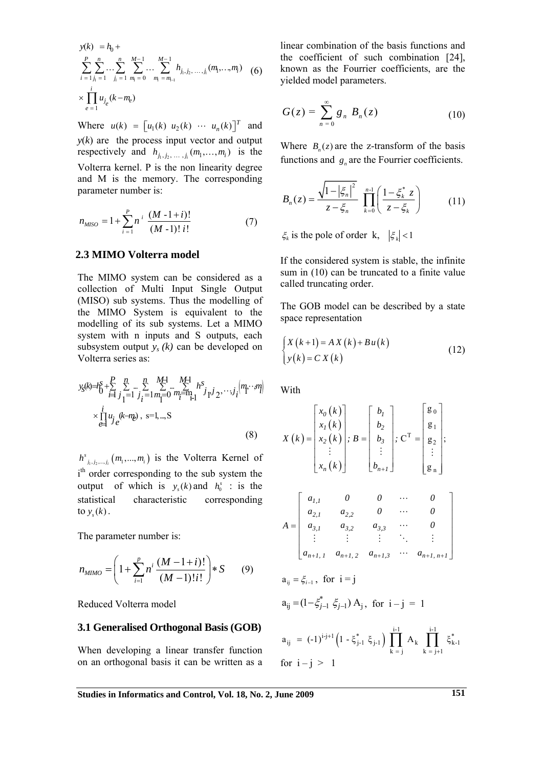$$y(k) = h_0 + \sum_{i=1}^{P} \sum_{j_1=1}^{n} \cdots \sum_{j_i=1}^{n} \sum_{m_1=0}^{M-1} \cdots \sum_{m_i=m_{i-1}}^{M-1} h_{j_1, j_2, \ldots, j_i}(m_1, \ldots, m_i) \times \prod_{e=1}^{i} u_{j_e}(k - m_e) \quad (6)$$

Where $u(k) = \left[u_1(k)\ u_2(k)\ \cdots\ u_n(k)\right]^T$ and $y(k)$ are the process input vector and output respectively and $h_{j_1, j_2, \ldots, j_i}(m_1, \ldots, m_i)$ is the Volterra kernel. P is the non linearity degree and M is the memory. The corresponding parameter number is:

$$n_{MISO} = 1 + \sum_{i=1}^{P} n^i \frac{(M-1+i)!}{(M-1)!\, i!} \quad (7)$$

## 2.3 MIMO Volterra model

The MIMO system can be considered as a collection of Multi Input Single Output (MISO) sub systems. Thus the modelling of the MIMO System is equivalent to the modelling of its sub systems. Let a MIMO system with n inputs and S outputs, each subsystem output $y_s(k)$ can be developed on Volterra series as:

$$y_s(k) = h_0^s + \sum_{i=1}^{P} \sum_{j_1=1}^{n} \cdots \sum_{j_i=1}^{n} \sum_{m_1=0}^{M-1} \cdots \sum_{m_i=m_{i-1}}^{M-1} h^s_{j_1, j_2, \cdots, j_i}(m_1, \cdots, m_i) \times \prod_{e=1}^{i} u_{j_e}(k - m_e), \ s = 1, \ldots, S \quad (8)$$

$h^s_{j_1, j_2, \ldots, j_i}(m_1, \ldots, m_i)$ is the Volterra Kernel of i[th] order corresponding to the sub system the output of which is $y_s(k)$ and $h_0^s$ : is the statistical characteristic corresponding to $y_s(k)$.

The parameter number is:

$$n_{MIMO} = \left(1 + \sum_{i=1}^{p} n^i \frac{(M-1+i)!}{(M-1)!\, i!}\right) * S \quad (9)$$

Reduced Volterra model

## 3.1 Generalised Orthogonal Basis (GOB)

When developing a linear transfer function on an orthogonal basis it can be written as a linear combination of the basis functions and the coefficient of such combination [24], known as the Fourrier coefficients, are the yielded model parameters.

$$G(z) = \sum_{n=0}^{\infty} g_n\, B_n(z) \quad (10)$$

Where $B_n(z)$ are the z-transform of the basis functions and $g_n$ are the Fourrier coefficients.

$$B_n(z) = \frac{\sqrt{1 - |\xi_n|^2}}{z - \xi_n} \prod_{k=0}^{n-1} \left( \frac{1 - \xi_k^* z}{z - \xi_k} \right) \quad (11)$$

$\xi_k$ is the pole of order k, $|\xi_k| < 1$

If the considered system is stable, the infinite sum in (10) can be truncated to a finite value called truncating order.

The GOB model can be described by a state space representation

$$\begin{cases} X(k+1) = A\, X(k) + B u(k) \\ y(k) = C\, X(k) \end{cases} \quad (12)$$

With

$$X(k) = \begin{bmatrix} x_0(k) \\ x_1(k) \\ x_2(k) \\ \vdots \\ x_n(k) \end{bmatrix}; \ B = \begin{bmatrix} b_1 \\ b_2 \\ b_3 \\ \vdots \\ b_{n+1} \end{bmatrix}; \ C^T = \begin{bmatrix} g_0 \\ g_1 \\ g_2 \\ \vdots \\ g_n \end{bmatrix};$$

$$A = \begin{bmatrix} a_{1,1} & 0 & 0 & \cdots & 0 \\ a_{2,1} & a_{2,2} & 0 & \cdots & 0 \\ a_{3,1} & a_{3,2} & a_{3,3} & \cdots & 0 \\ \vdots & \vdots & \vdots & \ddots & \vdots \\ a_{n+1,1} & a_{n+1,2} & a_{n+1,3} & \cdots & a_{n+1,n+1} \end{bmatrix}$$

$a_{ij} = \xi_{i-1}$, for $i = j$

$a_{ij} = (1 - \xi_{j-1}^* \xi_{j-1})\, A_j$, for $i - j = 1$

$a_{ij} = (-1)^{i-j+1} \left(1 - \xi_{j-1}^* \xi_{j-1}\right) \prod_{k=j}^{i-1} A_k \prod_{k=j+1}^{i-1} \xi_{k-1}^*$ for $i - j > 1$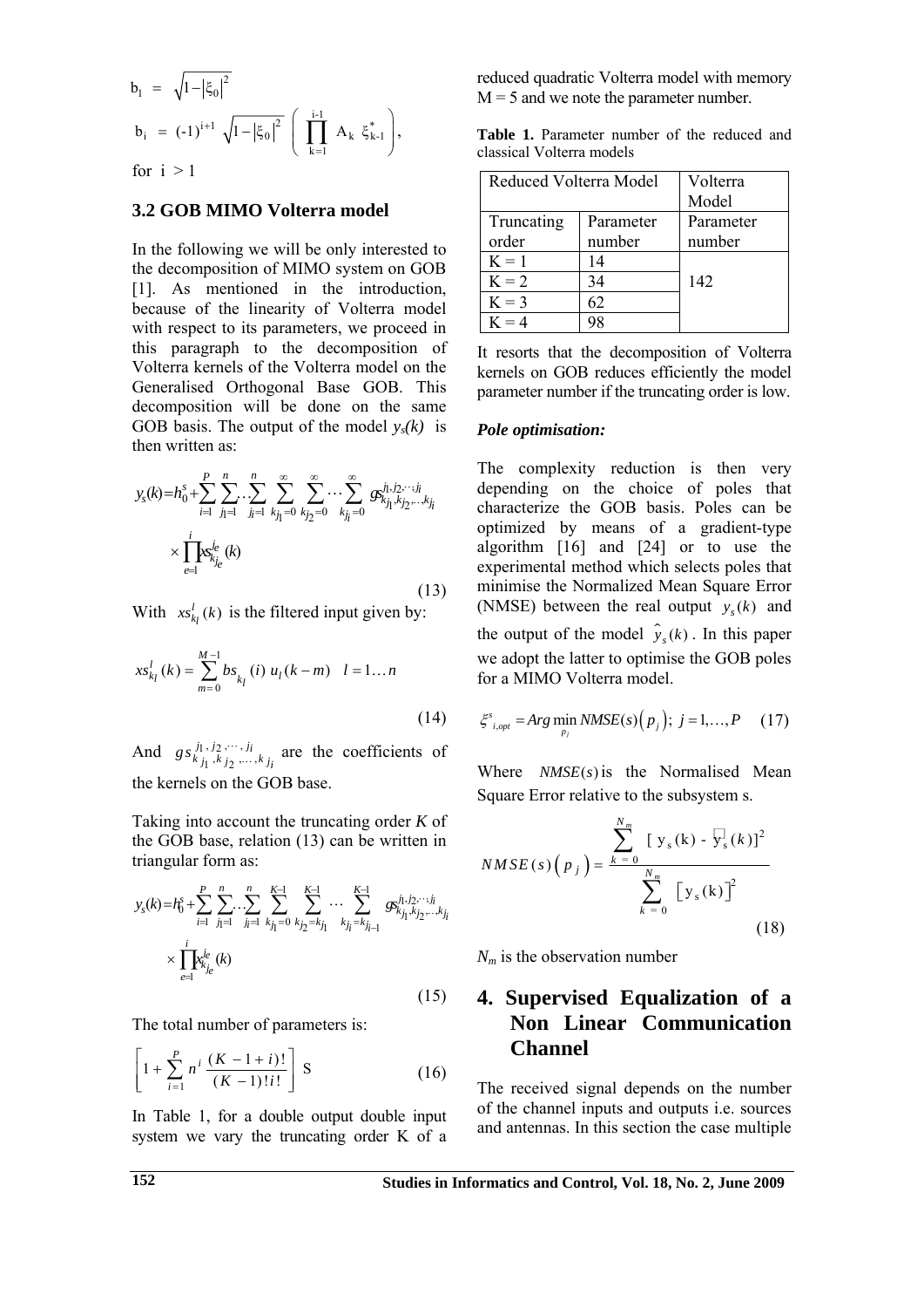$$b_1 = \sqrt{1-\left|\xi_0\right|^2}$$

$$b_i = (-1)^{i+1} \sqrt{1-\left|\xi_0\right|^2} \left( \prod_{k=1}^{i-1} A_k \; \xi_{k-1}^* \right),$$

for $i > 1$

### 3.2 GOB MIMO Volterra model

In the following we will be only interested to the decomposition of MIMO system on GOB [1]. As mentioned in the introduction, because of the linearity of Volterra model with respect to its parameters, we proceed in this paragraph to the decomposition of Volterra kernels of the Volterra model on the Generalised Orthogonal Base GOB. This decomposition will be done on the same GOB basis. The output of the model $y_s(k)$ is then written as:

$$y_s(k) = h_0^s + \sum_{i=1}^{P} \sum_{j_1=1}^{n} \cdots \sum_{j_i=1}^{n} \sum_{k_{j_1}=0}^{\infty} \sum_{k_{j_2}=0}^{\infty} \cdots \sum_{k_{j_i}=0}^{\infty} gs_{k_{j_1},k_{j_2},\ldots,k_{j_i}}^{j_1,j_2,\cdots,j_i} \times \prod_{e=1}^{i} xs_{k_{j_e}}^{j_e}(k) \tag{13}$$

With $xs_{k_l}^l(k)$ is the filtered input given by:

$$xs_{k_l}^l(k) = \sum_{m=0}^{M-1} bs_{k_l}(i) \; u_l(k-m) \quad l = 1 \ldots n \tag{14}$$

And $gs_{k_{j_1},k_{j_2},\ldots,k_{j_i}}^{j_1,j_2,\cdots,j_i}$ are the coefficients of the kernels on the GOB base.

Taking into account the truncating order *K* of the GOB base, relation (13) can be written in triangular form as:

$$y_s(k) = h_0^s + \sum_{i=1}^{P} \sum_{j_1=1}^{n} \cdots \sum_{j_i=1}^{n} \sum_{k_{j_1}=0}^{K-1} \sum_{k_{j_2}=k_{j_1}}^{K-1} \cdots \sum_{k_{j_i}=k_{j_{i-1}}}^{K-1} gs_{k_{j_1},k_{j_2},\ldots,k_{j_i}}^{j_1,j_2,\cdots,j_i} \times \prod_{e=1}^{i} x_{k_{j_e}}^{j_e}(k) \tag{15}$$

The total number of parameters is:

$$\left[ 1 + \sum_{i=1}^{P} n^i \frac{(K-1+i)!}{(K-1)!\,i!} \right] S \tag{16}$$

In Table 1, for a double output double input system we vary the truncating order K of a reduced quadratic Volterra model with memory M = 5 and we note the parameter number.

**Table 1.** Parameter number of the reduced and classical Volterra models

| Reduced Volterra Model | | Volterra Model |
|---|---|---|
| Truncating order | Parameter number | Parameter number |
| K = 1 | 14 | 142 |
| K = 2 | 34 | |
| K = 3 | 62 | |
| K = 4 | 98 | |

It resorts that the decomposition of Volterra kernels on GOB reduces efficiently the model parameter number if the truncating order is low.

***Pole optimisation:***

The complexity reduction is then very depending on the choice of poles that characterize the GOB basis. Poles can be optimized by means of a gradient-type algorithm [16] and [24] or to use the experimental method which selects poles that minimise the Normalized Mean Square Error (NMSE) between the real output $y_s(k)$ and the output of the model $\hat{y}_s(k)$. In this paper we adopt the latter to optimise the GOB poles for a MIMO Volterra model.

$$\xi_{i,opt}^s = Arg \min_{p_j} NMSE(s)\left(p_j\right); \; j = 1, \ldots, P \tag{17}$$

Where $NMSE(s)$ is the Normalised Mean Square Error relative to the subsystem s.

$$NMSE(s)\left(p_j\right) = \frac{\sum_{k=0}^{N_m} [y_s(k) - \hat{y}_s(k)]^2}{\sum_{k=0}^{N_m} \left[y_s(k)\right]^2} \tag{18}$$

$N_m$ is the observation number

## 4. Supervised Equalization of a Non Linear Communication Channel

The received signal depends on the number of the channel inputs and outputs i.e. sources and antennas. In this section the case multiple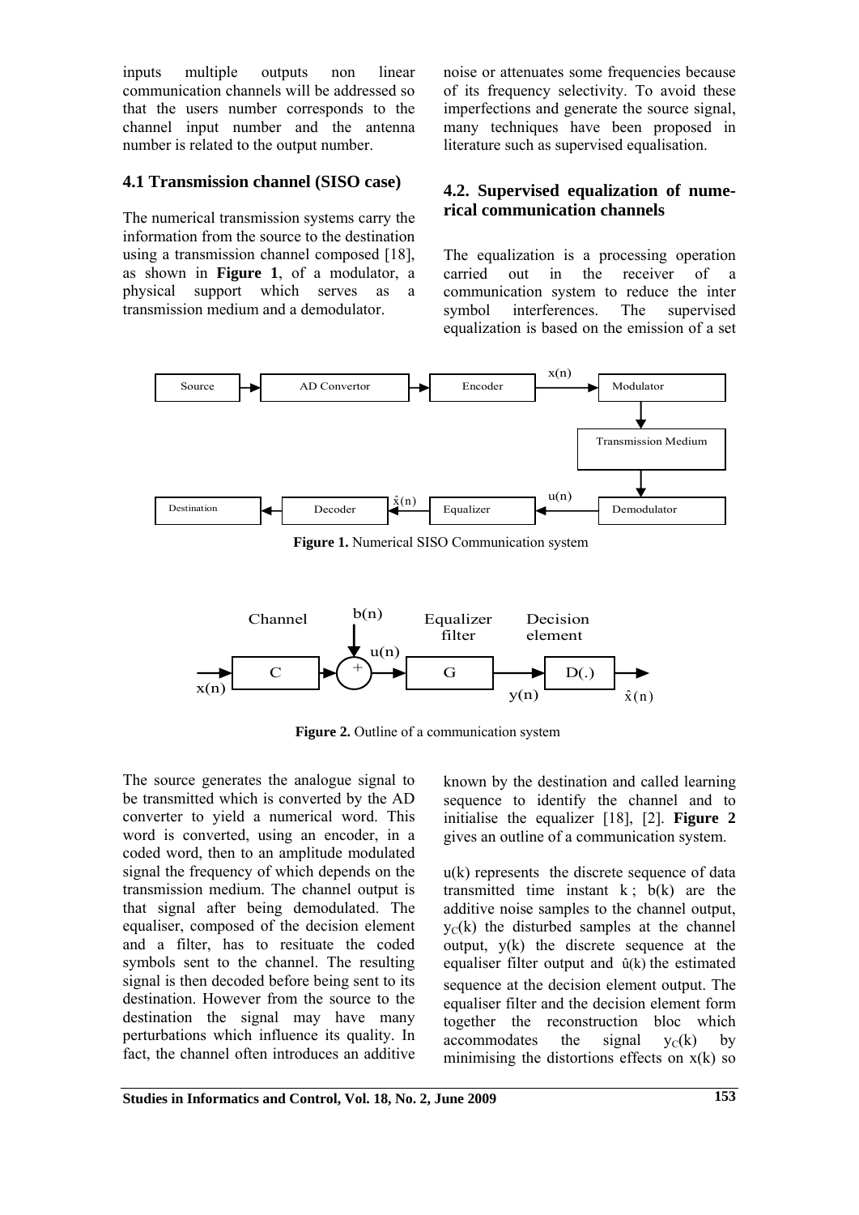inputs multiple outputs non linear communication channels will be addressed so that the users number corresponds to the channel input number and the antenna number is related to the output number.

### 4.1 Transmission channel (SISO case)

The numerical transmission systems carry the information from the source to the destination using a transmission channel composed [18], as shown in **Figure 1**, of a modulator, a physical support which serves as a transmission medium and a demodulator.

**Figure 1.** Numerical SISO Communication system

**Figure 2.** Outline of a communication system

The source generates the analogue signal to be transmitted which is converted by the AD converter to yield a numerical word. This word is converted, using an encoder, in a coded word, then to an amplitude modulated signal the frequency of which depends on the transmission medium. The channel output is that signal after being demodulated. The equaliser, composed of the decision element and a filter, has to resituate the coded symbols sent to the channel. The resulting signal is then decoded before being sent to its destination. However from the source to the destination the signal may have many perturbations which influence its quality. In fact, the channel often introduces an additive noise or attenuates some frequencies because of its frequency selectivity. To avoid these imperfections and generate the source signal, many techniques have been proposed in literature such as supervised equalisation.

### 4.2. Supervised equalization of numerical communication channels

The equalization is a processing operation carried out in the receiver of a communication system to reduce the inter symbol interferences. The supervised equalization is based on the emission of a set known by the destination and called learning sequence to identify the channel and to initialise the equalizer [18], [2]. **Figure 2** gives an outline of a communication system.

$u(k)$ represents the discrete sequence of data transmitted time instant $k$ ; $b(k)$ are the additive noise samples to the channel output, $y_C(k)$ the disturbed samples at the channel output, $y(k)$ the discrete sequence at the equaliser filter output and $\hat{u}(k)$ the estimated sequence at the decision element output. The equaliser filter and the decision element form together the reconstruction bloc which accommodates the signal $y_C(k)$ by minimising the distortions effects on $x(k)$ so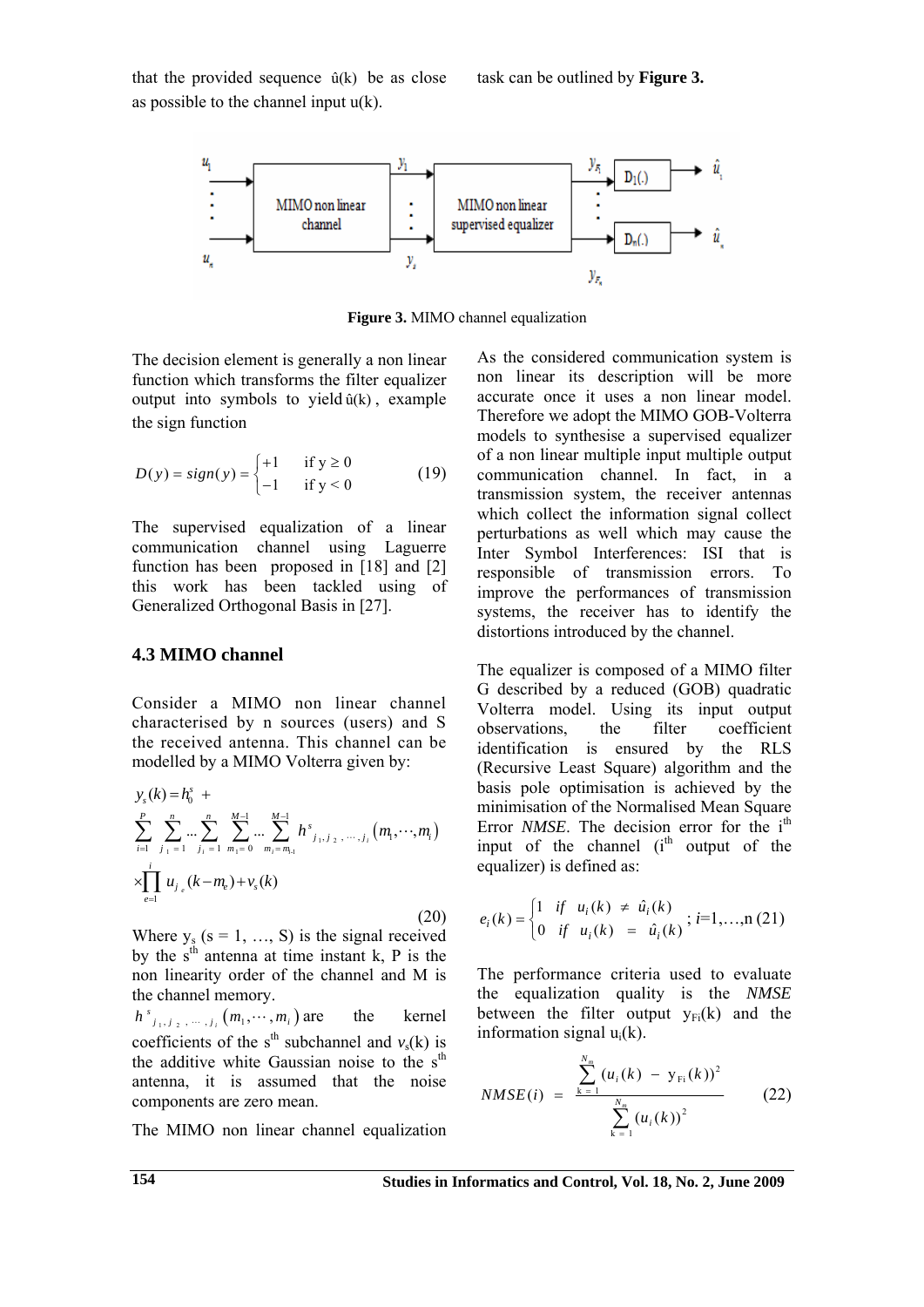that the provided sequence $\hat{u}(k)$ be as close as possible to the channel input u(k).

task can be outlined by **Figure 3.**

**Figure 3.** MIMO channel equalization

The decision element is generally a non linear function which transforms the filter equalizer output into symbols to yield $\hat{u}(k)$, example the sign function

$$D(y) = sign(y) = \begin{cases} +1 & \text{if y} \geq 0 \\ -1 & \text{if y} < 0 \end{cases} \quad (19)$$

The supervised equalization of a linear communication channel using Laguerre function has been proposed in [18] and [2] this work has been tackled using of Generalized Orthogonal Basis in [27].

### 4.3 MIMO channel

Consider a MIMO non linear channel characterised by n sources (users) and S the received antenna. This channel can be modelled by a MIMO Volterra given by:

$$y_s(k) = h_0^s + \sum_{i=1}^{P} \sum_{j_1=1}^{n} \cdots \sum_{j_i=1}^{n} \sum_{m_1=0}^{M-1} \cdots \sum_{m_i=m_{i-1}}^{M-1} h^s_{j_1,j_2,\cdots,j_i}(m_1,\cdots,m_i) \times \prod_{e=1}^{i} u_{j_e}(k-m_e) + v_s(k) \quad (20)$$

Where $y_s$ (s = 1, …, S) is the signal received by the s$^{th}$ antenna at time instant k, P is the non linearity order of the channel and M is the channel memory.

$h^s_{j_1,j_2,\cdots,j_i}(m_1,\cdots,m_i)$ are the kernel coefficients of the s$^{th}$ subchannel and $v_s(k)$ is the additive white Gaussian noise to the s$^{th}$ antenna, it is assumed that the noise components are zero mean.

The MIMO non linear channel equalization

As the considered communication system is non linear its description will be more accurate once it uses a non linear model. Therefore we adopt the MIMO GOB-Volterra models to synthesise a supervised equalizer of a non linear multiple input multiple output communication channel. In fact, in a transmission system, the receiver antennas which collect the information signal collect perturbations as well which may cause the Inter Symbol Interferences: ISI that is responsible of transmission errors. To improve the performances of transmission systems, the receiver has to identify the distortions introduced by the channel.

The equalizer is composed of a MIMO filter G described by a reduced (GOB) quadratic Volterra model. Using its input output observations, the filter coefficient identification is ensured by the RLS (Recursive Least Square) algorithm and the basis pole optimisation is achieved by the minimisation of the Normalised Mean Square Error *NMSE*. The decision error for the i$^{th}$ input of the channel (i$^{th}$ output of the equalizer) is defined as:

$$e_i(k) = \begin{cases} 1 & if \;\; u_i(k) \neq \hat{u}_i(k) \\ 0 & if \;\; u_i(k) = \hat{u}_i(k) \end{cases} ; \; i=1,\ldots,n \quad (21)$$

The performance criteria used to evaluate the equalization quality is the *NMSE* between the filter output $y_{Fi}(k)$ and the information signal $u_i(k)$.

$$NMSE(i) = \frac{\sum_{k=1}^{N_m} (u_i(k) - y_{Fi}(k))^2}{\sum_{k=1}^{N_m} (u_i(k))^2} \quad (22)$$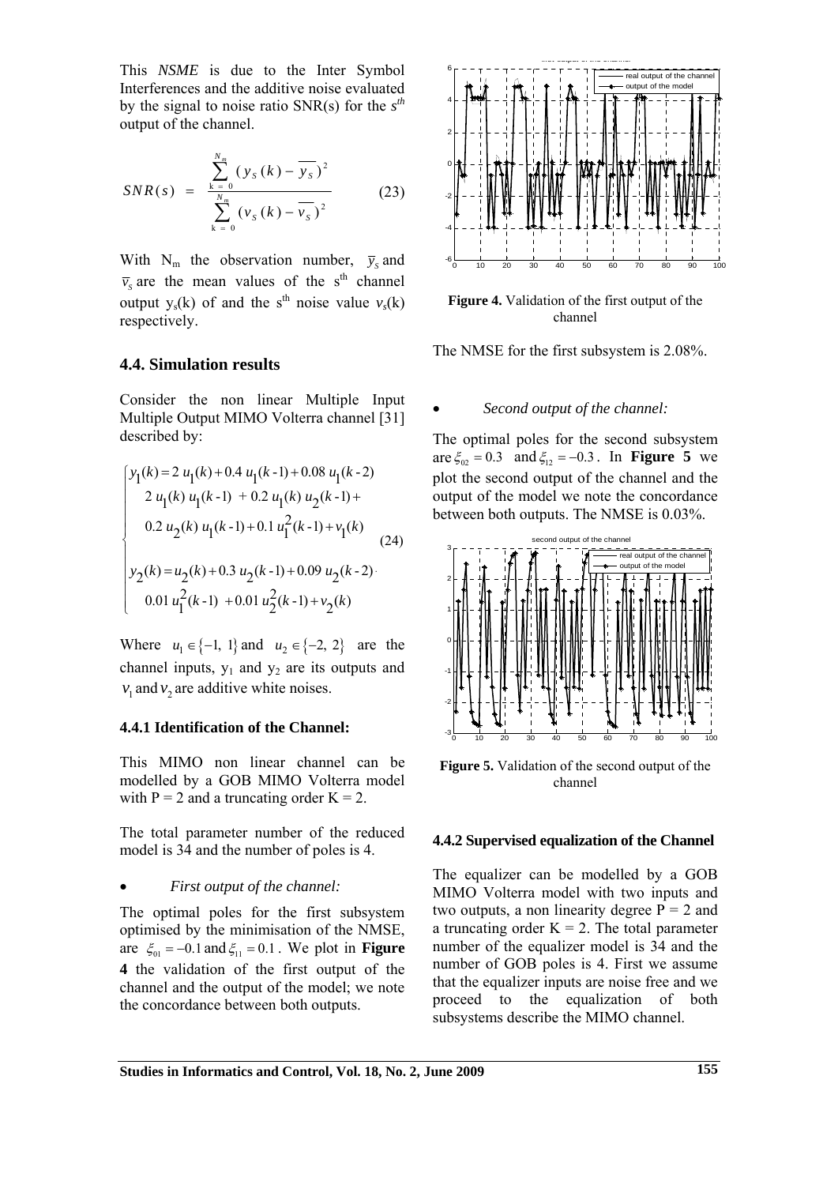This *NSME* is due to the Inter Symbol Interferences and the additive noise evaluated by the signal to noise ratio SNR(s) for the $s^{th}$ output of the channel.

$$SNR(s) = \frac{\sum_{k=0}^{N_m} (y_S(k) - \overline{y_S})^2}{\sum_{k=0}^{N_m} (v_S(k) - \overline{v_S})^2} \qquad (23)$$

With $N_m$ the observation number, $\overline{y}_S$ and $\overline{v}_S$ are the mean values of the $s^{th}$ channel output $y_s(k)$ of and the $s^{th}$ noise value $v_s(k)$ respectively.

### 4.4. Simulation results

Consider the non linear Multiple Input Multiple Output MIMO Volterra channel [31] described by:

$$\begin{cases} y_1(k) = 2\,u_1(k) + 0.4\,u_1(k\text{-}1) + 0.08\,u_1(k\text{-}2) \\ \quad 2\,u_1(k)\,u_1(k\text{-}1) + 0.2\,u_1(k)\,u_2(k\text{-}1) + \\ \quad 0.2\,u_2(k)\,u_1(k\text{-}1) + 0.1\,u_1^2(k\text{-}1) + v_1(k) \\ y_2(k) = u_2(k) + 0.3\,u_2(k\text{-}1) + 0.09\,u_2(k\text{-}2) \\ \quad 0.01\,u_1^2(k\text{-}1) + 0.01\,u_2^2(k\text{-}1) + v_2(k) \end{cases} \qquad (24)$$

Where $u_1 \in \{-1, 1\}$ and $u_2 \in \{-2, 2\}$ are the channel inputs, $y_1$ and $y_2$ are its outputs and $v_1$ and $v_2$ are additive white noises.

#### 4.4.1 Identification of the Channel:

This MIMO non linear channel can be modelled by a GOB MIMO Volterra model with P = 2 and a truncating order K = 2.

The total parameter number of the reduced model is 34 and the number of poles is 4.

- *First output of the channel:*

The optimal poles for the first subsystem optimised by the minimisation of the NMSE, are $\xi_{01} = -0.1$ and $\xi_{11} = 0.1$. We plot in **Figure 4** the validation of the first output of the channel and the output of the model; we note the concordance between both outputs.

**Figure 4.** Validation of the first output of the channel

The NMSE for the first subsystem is 2.08%.

- *Second output of the channel:*

The optimal poles for the second subsystem are $\xi_{02} = 0.3$ and $\xi_{12} = -0.3$. In **Figure 5** we plot the second output of the channel and the output of the model we note the concordance between both outputs. The NMSE is 0.03%.

**Figure 5.** Validation of the second output of the channel

#### 4.4.2 Supervised equalization of the Channel

The equalizer can be modelled by a GOB MIMO Volterra model with two inputs and two outputs, a non linearity degree P = 2 and a truncating order K = 2. The total parameter number of the equalizer model is 34 and the number of GOB poles is 4. First we assume that the equalizer inputs are noise free and we proceed to the equalization of both subsystems describe the MIMO channel.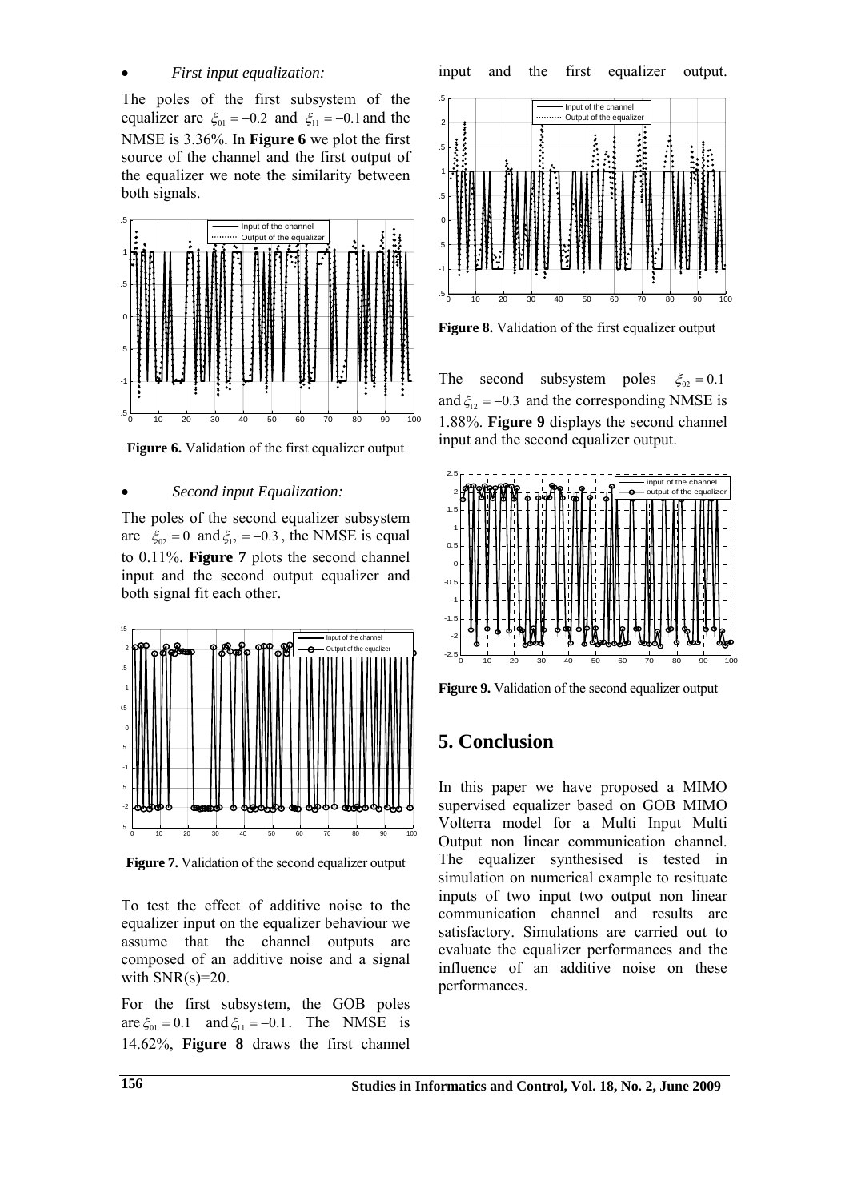- *First input equalization:*

The poles of the first subsystem of the equalizer are $\xi_{01} = -0.2$ and $\xi_{11} = -0.1$ and the NMSE is 3.36%. In **Figure 6** we plot the first source of the channel and the first output of the equalizer we note the similarity between both signals.

**Figure 6.** Validation of the first equalizer output

- *Second input Equalization:*

The poles of the second equalizer subsystem are $\xi_{02} = 0$ and $\xi_{12} = -0.3$, the NMSE is equal to 0.11%. **Figure 7** plots the second channel input and the second output equalizer and both signal fit each other.

**Figure 7.** Validation of the second equalizer output

To test the effect of additive noise to the equalizer input on the equalizer behaviour we assume that the channel outputs are composed of an additive noise and a signal with SNR(s)=20.

For the first subsystem, the GOB poles are $\xi_{01} = 0.1$ and $\xi_{11} = -0.1$. The NMSE is 14.62%, **Figure 8** draws the first channel input and the first equalizer output.

**Figure 8.** Validation of the first equalizer output

The second subsystem poles $\xi_{02} = 0.1$ and $\xi_{12} = -0.3$ and the corresponding NMSE is 1.88%. **Figure 9** displays the second channel input and the second equalizer output.

**Figure 9.** Validation of the second equalizer output

## 5. Conclusion

In this paper we have proposed a MIMO supervised equalizer based on GOB MIMO Volterra model for a Multi Input Multi Output non linear communication channel. The equalizer synthesised is tested in simulation on numerical example to resituate inputs of two input two output non linear communication channel and results are satisfactory. Simulations are carried out to evaluate the equalizer performances and the influence of an additive noise on these performances.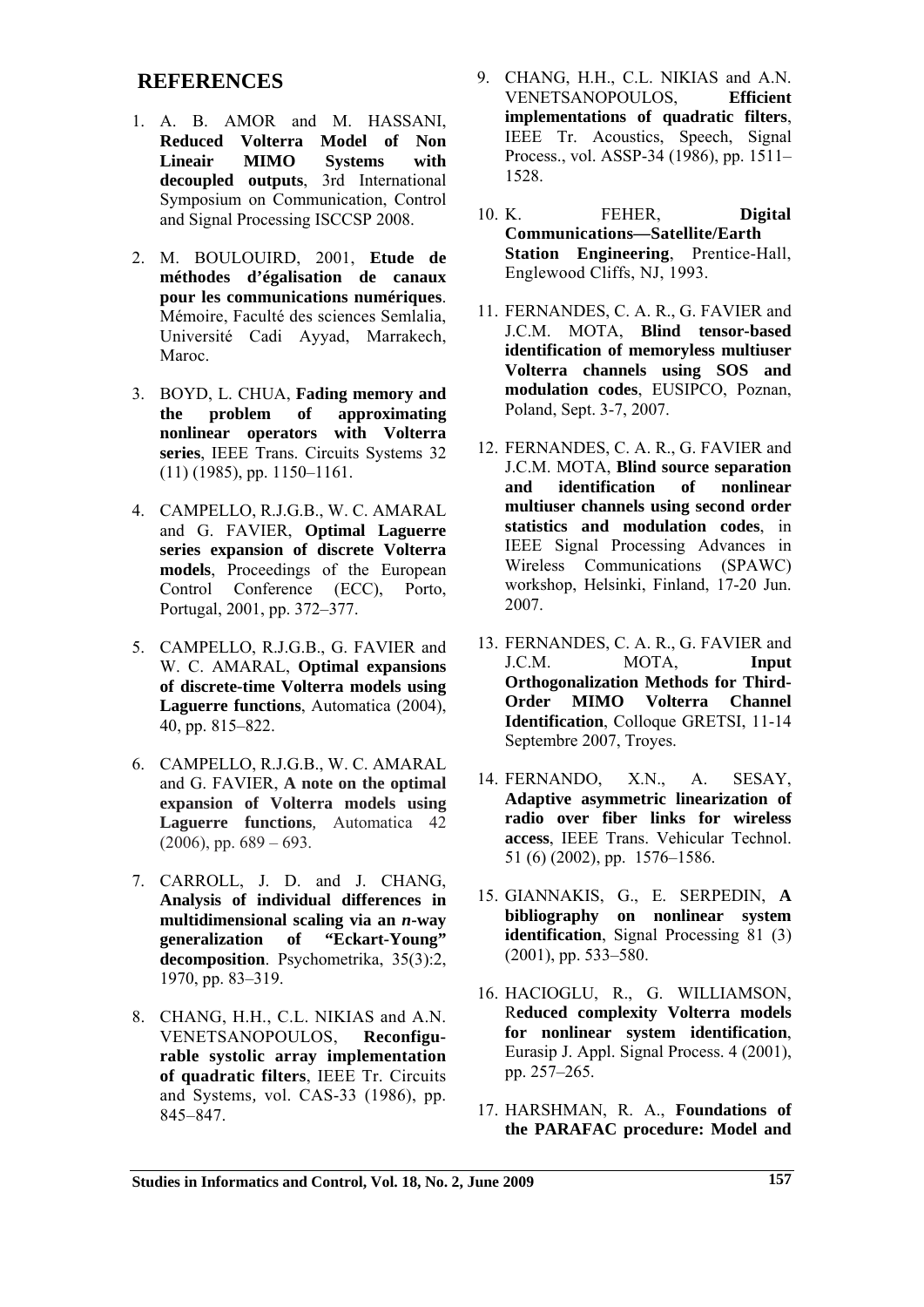## REFERENCES

1. A. B. AMOR and M. HASSANI, **Reduced Volterra Model of Non Lineair MIMO Systems with decoupled outputs**, 3rd International Symposium on Communication, Control and Signal Processing ISCCSP 2008.

2. M. BOULOUIRD, 2001, **Etude de méthodes d'égalisation de canaux pour les communications numériques**. Mémoire, Faculté des sciences Semlalia, Université Cadi Ayyad, Marrakech, Maroc.

3. BOYD, L. CHUA, **Fading memory and the problem of approximating nonlinear operators with Volterra series**, IEEE Trans. Circuits Systems 32 (11) (1985), pp. 1150–1161.

4. CAMPELLO, R.J.G.B., W. C. AMARAL and G. FAVIER, **Optimal Laguerre series expansion of discrete Volterra models**, Proceedings of the European Control Conference (ECC), Porto, Portugal, 2001, pp. 372–377.

5. CAMPELLO, R.J.G.B., G. FAVIER and W. C. AMARAL, **Optimal expansions of discrete-time Volterra models using Laguerre functions**, Automatica (2004), 40, pp. 815–822.

6. CAMPELLO, R.J.G.B., W. C. AMARAL and G. FAVIER, **A note on the optimal expansion of Volterra models using Laguerre functions**, Automatica 42 (2006), pp. 689 – 693.

7. CARROLL, J. D. and J. CHANG, **Analysis of individual differences in multidimensional scaling via an *n*-way generalization of "Eckart-Young" decomposition**. Psychometrika, 35(3):2, 1970, pp. 83–319.

8. CHANG, H.H., C.L. NIKIAS and A.N. VENETSANOPOULOS, **Reconfigurable systolic array implementation of quadratic filters**, IEEE Tr. Circuits and Systems, vol. CAS-33 (1986), pp. 845–847.

9. CHANG, H.H., C.L. NIKIAS and A.N. VENETSANOPOULOS, **Efficient implementations of quadratic filters**, IEEE Tr. Acoustics, Speech, Signal Process., vol. ASSP-34 (1986), pp. 1511–1528.

10. K. FEHER, **Digital Communications—Satellite/Earth Station Engineering**, Prentice-Hall, Englewood Cliffs, NJ, 1993.

11. FERNANDES, C. A. R., G. FAVIER and J.C.M. MOTA, **Blind tensor-based identification of memoryless multiuser Volterra channels using SOS and modulation codes**, EUSIPCO, Poznan, Poland, Sept. 3-7, 2007.

12. FERNANDES, C. A. R., G. FAVIER and J.C.M. MOTA, **Blind source separation and identification of nonlinear multiuser channels using second order statistics and modulation codes**, in IEEE Signal Processing Advances in Wireless Communications (SPAWC) workshop, Helsinki, Finland, 17-20 Jun. 2007.

13. FERNANDES, C. A. R., G. FAVIER and J.C.M. MOTA, **Input Orthogonalization Methods for Third-Order MIMO Volterra Channel Identification**, Colloque GRETSI, 11-14 Septembre 2007, Troyes.

14. FERNANDO, X.N., A. SESAY, **Adaptive asymmetric linearization of radio over fiber links for wireless access**, IEEE Trans. Vehicular Technol. 51 (6) (2002), pp. 1576–1586.

15. GIANNAKIS, G., E. SERPEDIN, **A bibliography on nonlinear system identification**, Signal Processing 81 (3) (2001), pp. 533–580.

16. HACIOGLU, R., G. WILLIAMSON, **Reduced complexity Volterra models for nonlinear system identification**, Eurasip J. Appl. Signal Process. 4 (2001), pp. 257–265.

17. HARSHMAN, R. A., **Foundations of the PARAFAC procedure: Model and**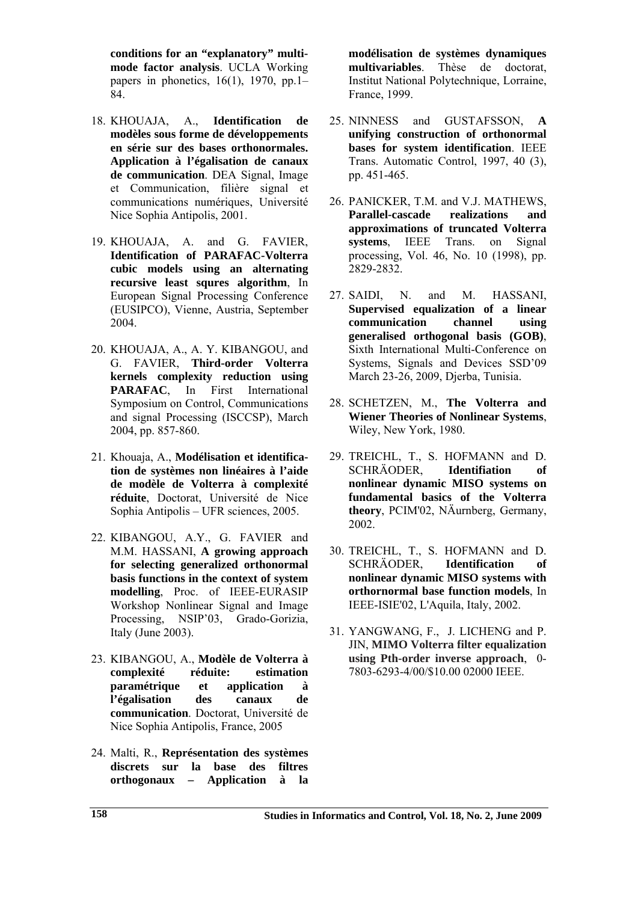**conditions for an "explanatory" multi-mode factor analysis**. UCLA Working papers in phonetics, 16(1), 1970, pp.1–84.

18. KHOUAJA, A., **Identification de modèles sous forme de développements en série sur des bases orthonormales. Application à l'égalisation de canaux de communication**. DEA Signal, Image et Communication, filière signal et communications numériques, Université Nice Sophia Antipolis, 2001.

19. KHOUAJA, A. and G. FAVIER, **Identification of PARAFAC-Volterra cubic models using an alternating recursive least squres algorithm**, In European Signal Processing Conference (EUSIPCO), Vienne, Austria, September 2004.

20. KHOUAJA, A., A. Y. KIBANGOU, and G. FAVIER, **Third-order Volterra kernels complexity reduction using PARAFAC**, In First International Symposium on Control, Communications and signal Processing (ISCCSP), March 2004, pp. 857-860.

21. Khouaja, A., **Modélisation et identification de systèmes non linéaires à l'aide de modèle de Volterra à complexité réduite**, Doctorat, Université de Nice Sophia Antipolis – UFR sciences, 2005.

22. KIBANGOU, A.Y., G. FAVIER and M.M. HASSANI, **A growing approach for selecting generalized orthonormal basis functions in the context of system modelling**, Proc. of IEEE-EURASIP Workshop Nonlinear Signal and Image Processing, NSIP'03, Grado-Gorizia, Italy (June 2003).

23. KIBANGOU, A., **Modèle de Volterra à complexité réduite: estimation paramétrique et application à l'égalisation des canaux de communication**. Doctorat, Université de Nice Sophia Antipolis, France, 2005

24. Malti, R., **Représentation des systèmes discrets sur la base des filtres orthogonaux – Application à la modélisation de systèmes dynamiques multivariables**. Thèse de doctorat, Institut National Polytechnique, Lorraine, France, 1999.

25. NINNESS and GUSTAFSSON, **A unifying construction of orthonormal bases for system identification**. IEEE Trans. Automatic Control, 1997, 40 (3), pp. 451-465.

26. PANICKER, T.M. and V.J. MATHEWS, **Parallel-cascade realizations and approximations of truncated Volterra systems**, IEEE Trans. on Signal processing, Vol. 46, No. 10 (1998), pp. 2829-2832.

27. SAIDI, N. and M. HASSANI, **Supervised equalization of a linear communication channel using generalised orthogonal basis (GOB)**, Sixth International Multi-Conference on Systems, Signals and Devices SSD'09 March 23-26, 2009, Djerba, Tunisia.

28. SCHETZEN, M., **The Volterra and Wiener Theories of Nonlinear Systems**, Wiley, New York, 1980.

29. TREICHL, T., S. HOFMANN and D. SCHRÄODER, **Identifiation of nonlinear dynamic MISO systems on fundamental basics of the Volterra theory**, PCIM'02, NÄurnberg, Germany, 2002.

30. TREICHL, T., S. HOFMANN and D. SCHRÄODER, **Identification of nonlinear dynamic MISO systems with orthornormal base function models**, In IEEE-ISIE'02, L'Aquila, Italy, 2002.

31. YANGWANG, F., J. LICHENG and P. JIN, **MIMO Volterra filter equalization using Pth-order inverse approach**, 0-7803-6293-4/00/$10.00 02000 IEEE.